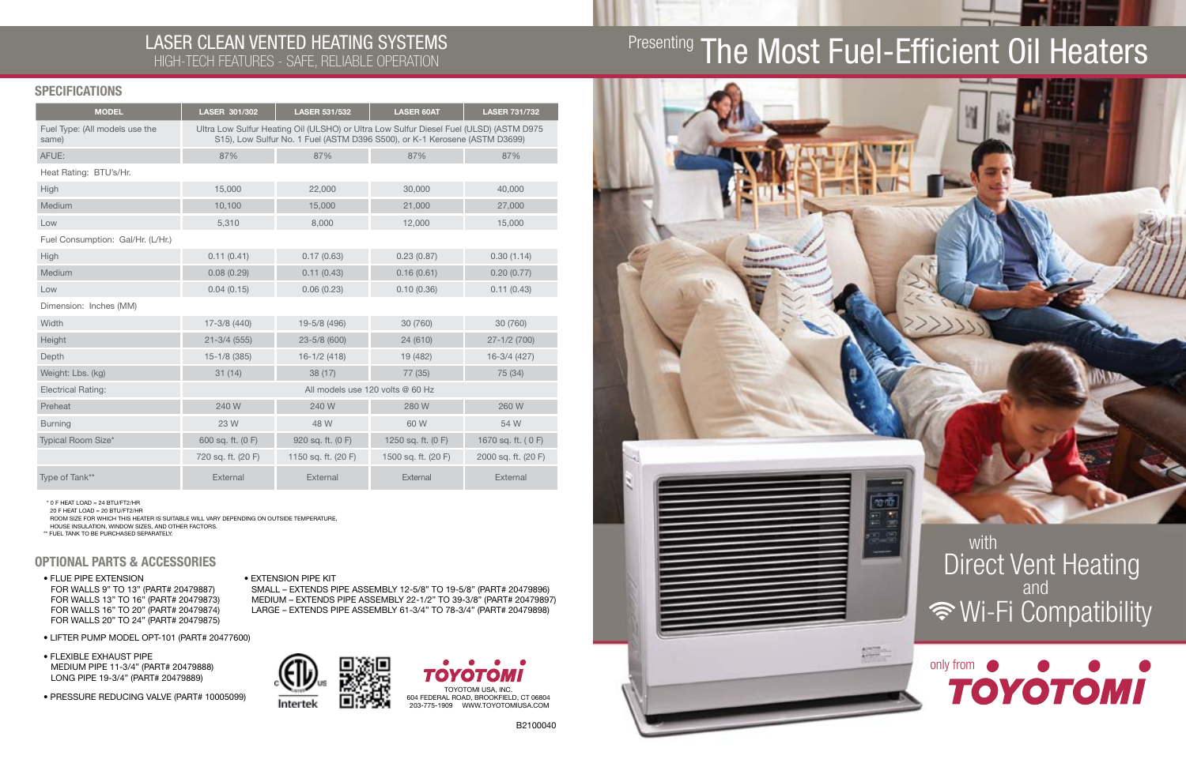# LASER CLEAN VENTED HEATING SYSTEMS

HIGH-TECH FEATURES - SAFE, RELIABLE OPERATION

## SPECIFICATIONS

| MODEL | LASER 301/302 | LASER 531/532 | LASER 60AT | LASER 731/732 |
|---|---|---|---|---|
| Fuel Type: (All models use the same) | Ultra Low Sulfur Heating Oil (ULSHO) or Ultra Low Sulfur Diesel Fuel (ULSD) (ASTM D975 S15), Low Sulfur No. 1 Fuel (ASTM D396 S500), or K-1 Kerosene (ASTM D3699) | | | |
| AFUE: | 87% | 87% | 87% | 87% |
| Heat Rating: BTU's/Hr. | | | | |
| High | 15,000 | 22,000 | 30,000 | 40,000 |
| Medium | 10,100 | 15,000 | 21,000 | 27,000 |
| Low | 5,310 | 8,000 | 12,000 | 15,000 |
| Fuel Consumption: Gal/Hr. (L/Hr.) | | | | |
| High | 0.11 (0.41) | 0.17 (0.63) | 0.23 (0.87) | 0.30 (1.14) |
| Medium | 0.08 (0.29) | 0.11 (0.43) | 0.16 (0.61) | 0.20 (0.77) |
| Low | 0.04 (0.15) | 0.06 (0.23) | 0.10 (0.36) | 0.11 (0.43) |
| Dimension: Inches (MM) | | | | |
| Width | 17-3/8 (440) | 19-5/8 (496) | 30 (760) | 30 (760) |
| Height | 21-3/4 (555) | 23-5/8 (600) | 24 (610) | 27-1/2 (700) |
| Depth | 15-1/8 (385) | 16-1/2 (418) | 19 (482) | 16-3/4 (427) |
| Weight: Lbs. (kg) | 31 (14) | 38 (17) | 77 (35) | 75 (34) |
| Electrical Rating: | All models use 120 volts @ 60 Hz | | | |
| Preheat | 240 W | 240 W | 280 W | 260 W |
| Burning | 23 W | 48 W | 60 W | 54 W |
| Typical Room Size* | 600 sq. ft. (0 F) | 920 sq. ft. (0 F) | 1250 sq. ft. (0 F) | 1670 sq. ft. ( 0 F) |
| | 720 sq. ft. (20 F) | 1150 sq. ft. (20 F) | 1500 sq. ft. (20 F) | 2000 sq. ft. (20 F) |
| Type of Tank** | External | External | External | External |

\* 0 F HEAT LOAD = 24 BTU/FT2/HR
20 F HEAT LOAD = 20 BTU/FT2/HR
ROOM SIZE FOR WHICH THIS HEATER IS SUITABLE WILL VARY DEPENDING ON OUTSIDE TEMPERATURE, HOUSE INSULATION, WINDOW SIZES, AND OTHER FACTORS.
\** FUEL TANK TO BE PURCHASED SEPARATELY.

## OPTIONAL PARTS & ACCESSORIES

- FLUE PIPE EXTENSION
  FOR WALLS 9" TO 13" (PART# 20479887)
  FOR WALLS 13" TO 16" (PART# 20479873)
  FOR WALLS 16" TO 20" (PART# 20479874)
  FOR WALLS 20" TO 24" (PART# 20479875)
- LIFTER PUMP MODEL OPT-101 (PART# 20477600)
- FLEXIBLE EXHAUST PIPE
  MEDIUM PIPE 11-3/4" (PART# 20479888)
  LONG PIPE 19-3/4" (PART# 20479889)
- PRESSURE REDUCING VALVE (PART# 10005099)
- EXTENSION PIPE KIT
  SMALL – EXTENDS PIPE ASSEMBLY 12-5/8" TO 19-5/8" (PART# 20479896)
  MEDIUM – EXTENDS PIPE ASSEMBLY 22-1/2" TO 39-3/8" (PART# 20479897)
  LARGE – EXTENDS PIPE ASSEMBLY 61-3/4" TO 78-3/4" (PART# 20479898)

Intertek

TOYOTOMI
TOYOTOMI USA, INC.
604 FEDERAL ROAD, BROOKFIELD, CT 06804
203-775-1909 WWW.TOYOTOMIUSA.COM

B2100040

# Presenting The Most Fuel-Efficient Oil Heaters

with
Direct Vent Heating
and
Wi-Fi Compatibility

only from TOYOTOMI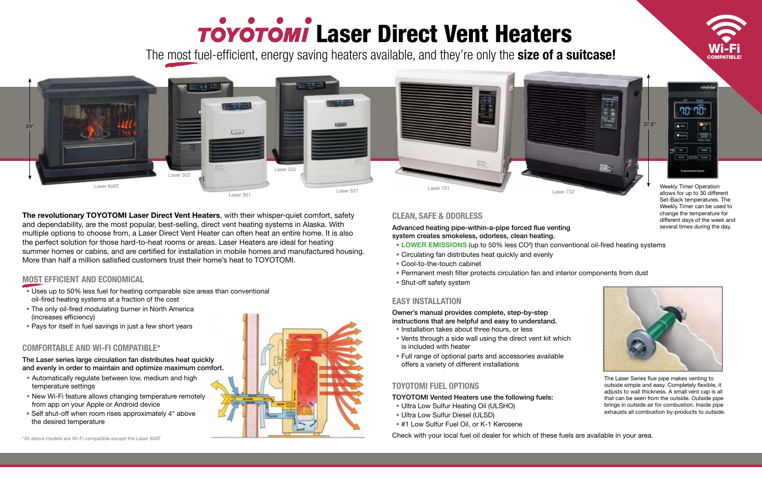# TOYOTOMI Laser Direct Vent Heaters

The most fuel-efficient, energy saving heaters available, and they're only the **size of a suitcase!**

Wi-Fi COMPATIBLE!

24"

Laser 60AT

Laser 302

Laser 301

Laser 532

Laser 531

Laser 731

Laser 732

27.5"

Weekly Timer Operation allows for up to 30 different Set-Back temperatures. The Weekly Timer can be used to change the temperature for different days of the week and several times during the day.

**The revolutionary TOYOTOMI Laser Direct Vent Heaters**, with their whisper-quiet comfort, safety and dependability, are the most popular, best-selling, direct vent heating systems in Alaska. With multiple options to choose from, a Laser Direct Vent Heater can often heat an entire home. It is also the perfect solution for those hard-to-heat rooms or areas. Laser Heaters are ideal for heating summer homes or cabins, and are certified for installation in mobile homes and manufactured housing. More than half a million satisfied customers trust their home's heat to TOYOTOMI.

## MOST EFFICIENT AND ECONOMICAL

- Uses up to 50% less fuel for heating comparable size areas than conventional oil-fired heating systems at a fraction of the cost
- The only oil-fired modulating burner in North America (increases efficiency)
- Pays for itself in fuel savings in just a few short years

## COMFORTABLE AND WI-FI COMPATIBLE*

**The Laser series large circulation fan distributes heat quickly and evenly in order to maintain and optimize maximum comfort.**

- Automatically regulate between low, medium and high temperature settings
- New Wi-Fi feature allows changing temperature remotely from app on your Apple or Android device
- Self shut-off when room rises approximately 4° above the desired temperature

*All above models are Wi-Fi compatible except the Laser 60AT

## CLEAN, SAFE & ODORLESS

**Advanced heating pipe-within-a-pipe forced flue venting system creates smokeless, odorless, clean heating.**

- **LOWER EMISSIONS** (up to 50% less $CO^2$) than conventional oil-fired heating systems
- Circulating fan distributes heat quickly and evenly
- Cool-to-the-touch cabinet
- Permanent mesh filter protects circulation fan and interior components from dust
- Shut-off safety system

## EASY INSTALLATION

**Owner's manual provides complete, step-by-step instructions that are helpful and easy to understand.**

- Installation takes about three hours, or less
- Vents through a side wall using the direct vent kit which is included with heater
- Full range of optional parts and accessories available offers a variety of different installations

The Laser Series flue pipe makes venting to outside simple and easy. Completely flexible, it adjusts to wall thickness. A small vent cap is all that can be seen from the outside. Outside pipe brings in outside air for combustion. Inside pipe exhausts all combustion by-products to outside.

## TOYOTOMI FUEL OPTIONS

**TOYOTOMI Vented Heaters use the following fuels:**

- Ultra Low Sulfur Heating Oil (ULSHO)
- Ultra Low Sulfur Diesel (ULSD)
- #1 Low Sulfur Fuel Oil, or K-1 Kerosene

Check with your local fuel oil dealer for which of these fuels are available in your area.